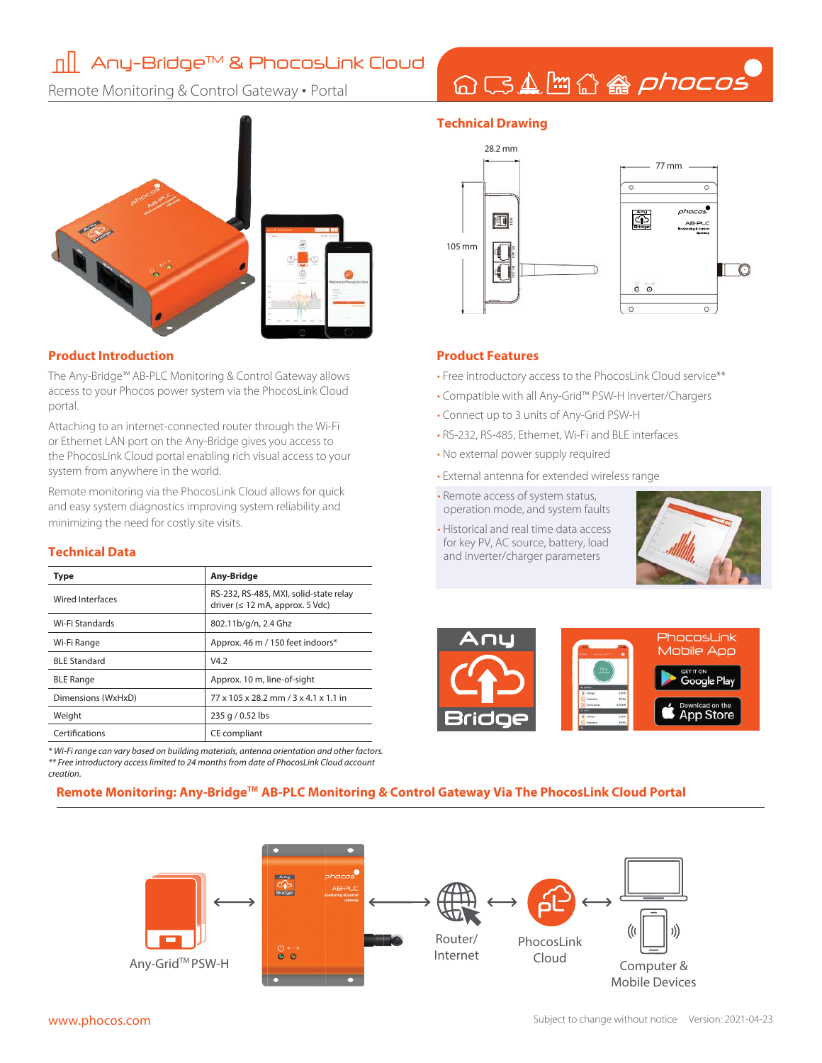# Any-Bridge™ & PhocosLink Cloud

Remote Monitoring & Control Gateway • Portal

## Technical Drawing

28.2 mm

77 mm

105 mm

## Product Introduction

The Any-Bridge™ AB-PLC Monitoring & Control Gateway allows access to your Phocos power system via the PhocosLink Cloud portal.

Attaching to an internet-connected router through the Wi-Fi or Ethernet LAN port on the Any-Bridge gives you access to the PhocosLink Cloud portal enabling rich visual access to your system from anywhere in the world.

Remote monitoring via the PhocosLink Cloud allows for quick and easy system diagnostics improving system reliability and minimizing the need for costly site visits.

## Product Features

- Free introductory access to the PhocosLink Cloud service**
- Compatible with all Any-Grid™ PSW-H Inverter/Chargers
- Connect up to 3 units of Any-Grid PSW-H
- RS-232, RS-485, Ethernet, Wi-Fi and BLE interfaces
- No external power supply required
- External antenna for extended wireless range
- Remote access of system status, operation mode, and system faults
- Historical and real time data access for key PV, AC source, battery, load and inverter/charger parameters

## Technical Data

| Type | Any-Bridge |
|---|---|
| Wired Interfaces | RS-232, RS-485, MXI, solid-state relay driver (≤ 12 mA, approx. 5 Vdc) |
| Wi-Fi Standards | 802.11b/g/n, 2.4 Ghz |
| Wi-Fi Range | Approx. 46 m / 150 feet indoors* |
| BLE Standard | V4.2 |
| BLE Range | Approx. 10 m, line-of-sight |
| Dimensions (WxHxD) | 77 x 105 x 28.2 mm / 3 x 4.1 x 1.1 in |
| Weight | 235 g / 0.52 lbs |
| Certifications | CE compliant |

*\* Wi-Fi range can vary based on building materials, antenna orientation and other factors.*
*\*\* Free introductory access limited to 24 months from date of PhocosLink Cloud account creation.*

PhocosLink Mobile App

GET IT ON Google Play

Download on the App Store

## Remote Monitoring: Any-Bridge™ AB-PLC Monitoring & Control Gateway Via The PhocosLink Cloud Portal

Any-Grid™ PSW-H ⟷ Any-Bridge ⟷ Router/ Internet ⟷ PhocosLink Cloud ⟷ Computer & Mobile Devices

www.phocos.com

Subject to change without notice Version: 2021-04-23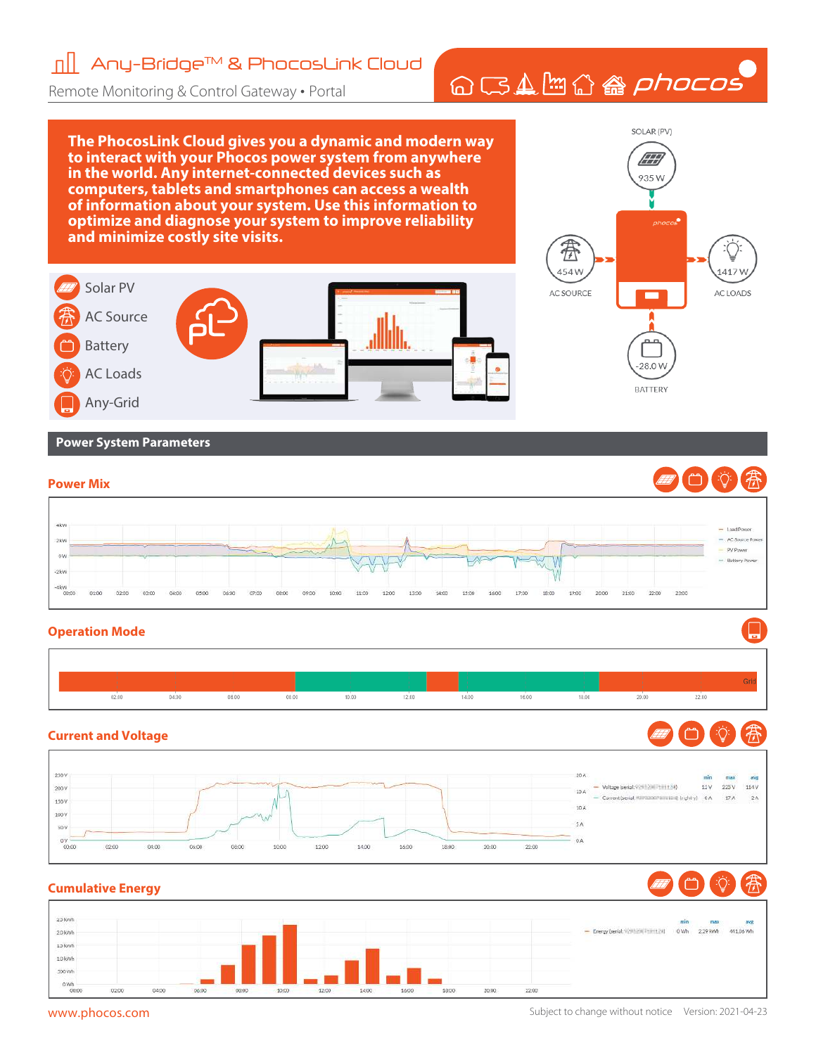# Any-Bridge™ & PhocosLink Cloud

Remote Monitoring & Control Gateway • Portal

**The PhocosLink Cloud gives you a dynamic and modern way to interact with your Phocos power system from anywhere in the world. Any internet-connected devices such as computers, tablets and smartphones can access a wealth of information about your system. Use this information to optimize and diagnose your system to improve reliability and minimize costly site visits.**

SOLAR (PV)
935 W
454 W
AC SOURCE
1417 W
AC LOADS
-28.0 W
BATTERY

- Solar PV
- AC Source
- Battery
- AC Loads
- Any-Grid

## Power System Parameters

### Power Mix

4kW
2kW
0W
-2kW
-4kW
00:00 01:00 02:00 03:00 04:00 05:00 06:00 07:00 08:00 09:00 10:00 11:00 12:00 13:00 14:00 15:00 16:00 17:00 18:00 19:00 20:00 21:00 22:00 23:00

LoadPower
AC Source Power
PV Power
Battery Power

### Operation Mode

Grid
02:00 04:00 06:00 08:00 10:00 12:00 14:00 16:00 18:00 20:00 22:00

### Current and Voltage

250 V
200 V
150 V
100 V
50 V
0 V
00:00 02:00 04:00 06:00 08:00 10:00 12:00 14:00 16:00 18:00 20:00 22:00
20 A
15 A
10 A
5 A
0 A

min max avg
Voltage (serial: ) 12 V 223 V 114 V
Current (serial: ) (right y) 0 A 17 A 2 A

### Cumulative Energy

2.5 kWh
2.0 kWh
1.5 kWh
1.0 kWh
500 Wh
0 Wh
00:00 02:00 04:00 06:00 08:00 10:00 12:00 14:00 16:00 18:00 20:00 22:00

min max avg
Energy (serial: ) 0 Wh 2.29 kWh 411.06 Wh

www.phocos.com

Subject to change without notice Version: 2021-04-23